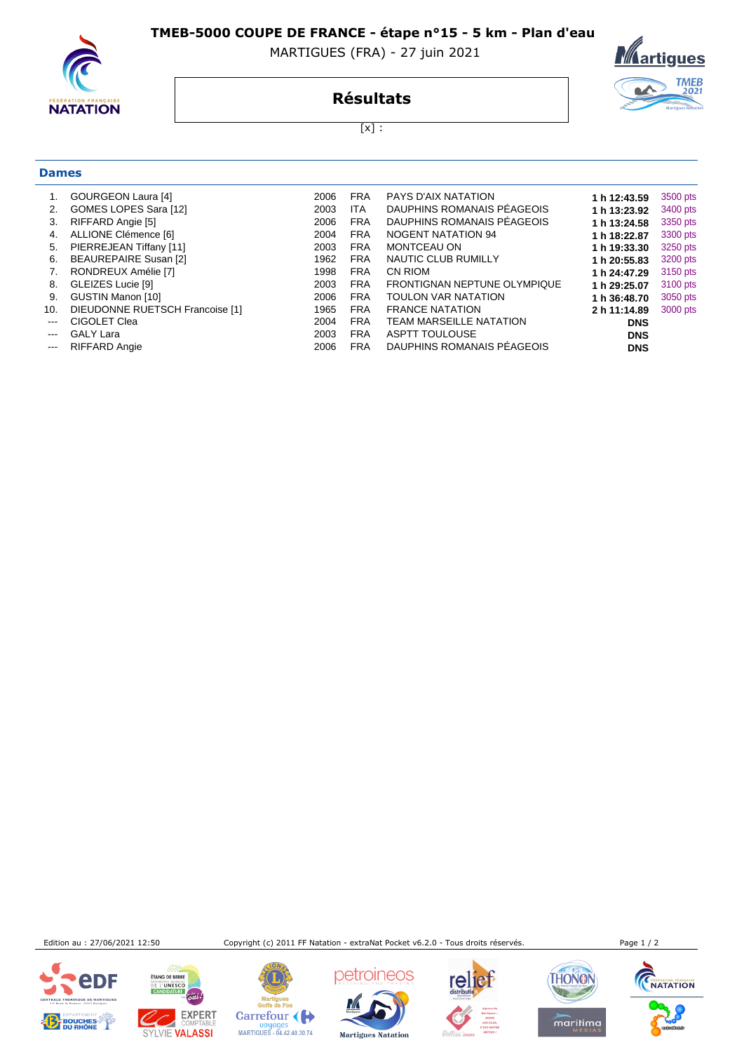# TMEB-5000 COUPE DE FRANCE - étape n°15 - 5 km - Plan d'eau

MARTIGUES (FRA) - 27 juin 2021

## Résultats

[x] :

### Dames

| | | | | | | |
|---|---|---|---|---|---|---|
| 1. | GOURGEON Laura [4] | 2006 | FRA | PAYS D'AIX NATATION | **1 h 12:43.59** | 3500 pts |
| 2. | GOMES LOPES Sara [12] | 2003 | ITA | DAUPHINS ROMANAIS PÉAGEOIS | **1 h 13:23.92** | 3400 pts |
| 3. | RIFFARD Angie [5] | 2006 | FRA | DAUPHINS ROMANAIS PÉAGEOIS | **1 h 13:24.58** | 3350 pts |
| 4. | ALLIONE Clémence [6] | 2004 | FRA | NOGENT NATATION 94 | **1 h 18:22.87** | 3300 pts |
| 5. | PIERREJEAN Tiffany [11] | 2003 | FRA | MONTCEAU ON | **1 h 19:33.30** | 3250 pts |
| 6. | BEAUREPAIRE Susan [2] | 1962 | FRA | NAUTIC CLUB RUMILLY | **1 h 20:55.83** | 3200 pts |
| 7. | RONDREUX Amélie [7] | 1998 | FRA | CN RIOM | **1 h 24:47.29** | 3150 pts |
| 8. | GLEIZES Lucie [9] | 2003 | FRA | FRONTIGNAN NEPTUNE OLYMPIQUE | **1 h 29:25.07** | 3100 pts |
| 9. | GUSTIN Manon [10] | 2006 | FRA | TOULON VAR NATATION | **1 h 36:48.70** | 3050 pts |
| 10. | DIEUDONNE RUETSCH Francoise [1] | 1965 | FRA | FRANCE NATATION | **2 h 11:14.89** | 3000 pts |
| --- | CIGOLET Clea | 2004 | FRA | TEAM MARSEILLE NATATION | **DNS** | |
| --- | GALY Lara | 2003 | FRA | ASPTT TOULOUSE | **DNS** | |
| --- | RIFFARD Angie | 2006 | FRA | DAUPHINS ROMANAIS PÉAGEOIS | **DNS** | |

Edition au : 27/06/2021 12:50 Copyright (c) 2011 FF Natation - extraNat Pocket v6.2.0 - Tous droits réservés.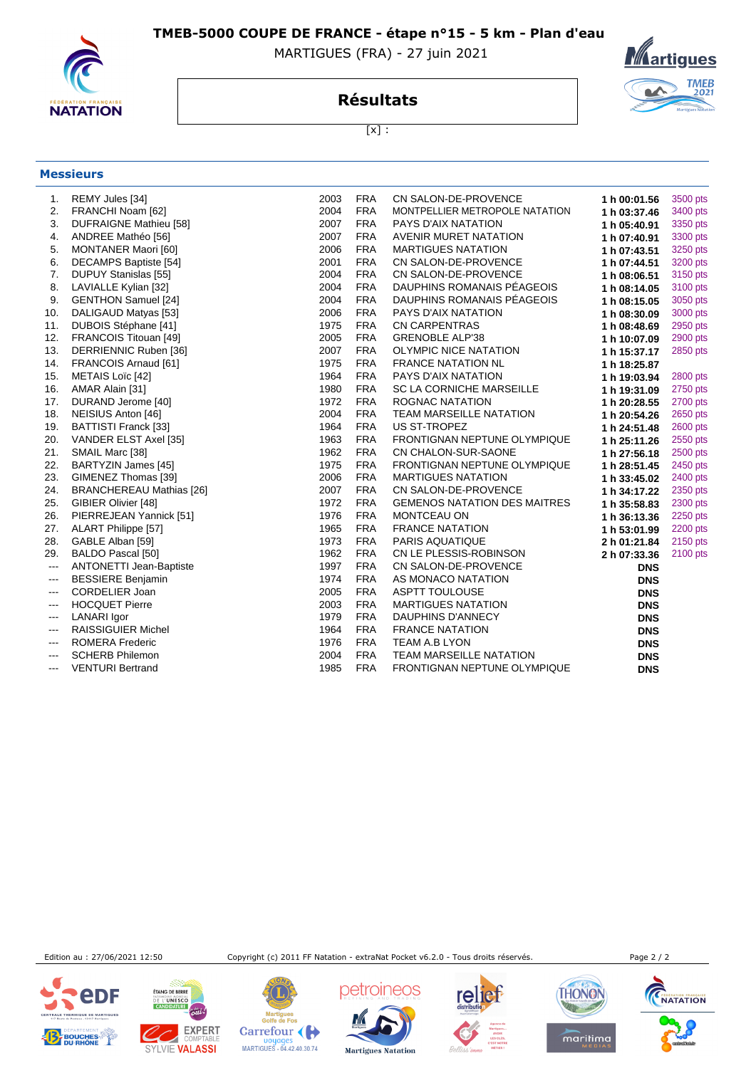# TMEB-5000 COUPE DE FRANCE - étape n°15 - 5 km - Plan d'eau

MARTIGUES (FRA) - 27 juin 2021

## Résultats

[x] :

### Messieurs

| | | | | | | |
|---|---|---|---|---|---|---|
| 1. | REMY Jules [34] | 2003 | FRA | CN SALON-DE-PROVENCE | **1 h 00:01.56** | 3500 pts |
| 2. | FRANCHI Noam [62] | 2004 | FRA | MONTPELLIER METROPOLE NATATION | **1 h 03:37.46** | 3400 pts |
| 3. | DUFRAIGNE Mathieu [58] | 2007 | FRA | PAYS D'AIX NATATION | **1 h 05:40.91** | 3350 pts |
| 4. | ANDREE Mathéo [56] | 2007 | FRA | AVENIR MURET NATATION | **1 h 07:40.91** | 3300 pts |
| 5. | MONTANER Maori [60] | 2006 | FRA | MARTIGUES NATATION | **1 h 07:43.51** | 3250 pts |
| 6. | DECAMPS Baptiste [54] | 2001 | FRA | CN SALON-DE-PROVENCE | **1 h 07:44.51** | 3200 pts |
| 7. | DUPUY Stanislas [55] | 2004 | FRA | CN SALON-DE-PROVENCE | **1 h 08:06.51** | 3150 pts |
| 8. | LAVIALLE Kylian [32] | 2004 | FRA | DAUPHINS ROMANAIS PÉAGEOIS | **1 h 08:14.05** | 3100 pts |
| 9. | GENTHON Samuel [24] | 2004 | FRA | DAUPHINS ROMANAIS PÉAGEOIS | **1 h 08:15.05** | 3050 pts |
| 10. | DALIGAUD Matyas [53] | 2006 | FRA | PAYS D'AIX NATATION | **1 h 08:30.09** | 3000 pts |
| 11. | DUBOIS Stéphane [41] | 1975 | FRA | CN CARPENTRAS | **1 h 08:48.69** | 2950 pts |
| 12. | FRANCOIS Titouan [49] | 2005 | FRA | GRENOBLE ALP'38 | **1 h 10:07.09** | 2900 pts |
| 13. | DERRIENNIC Ruben [36] | 2007 | FRA | OLYMPIC NICE NATATION | **1 h 15:37.17** | 2850 pts |
| 14. | FRANCOIS Arnaud [61] | 1975 | FRA | FRANCE NATATION NL | **1 h 18:25.87** | |
| 15. | METAIS Loïc [42] | 1964 | FRA | PAYS D'AIX NATATION | **1 h 19:03.94** | 2800 pts |
| 16. | AMAR Alain [31] | 1980 | FRA | SC LA CORNICHE MARSEILLE | **1 h 19:31.09** | 2750 pts |
| 17. | DURAND Jerome [40] | 1972 | FRA | ROGNAC NATATION | **1 h 20:28.55** | 2700 pts |
| 18. | NEISIUS Anton [46] | 2004 | FRA | TEAM MARSEILLE NATATION | **1 h 20:54.26** | 2650 pts |
| 19. | BATTISTI Franck [33] | 1964 | FRA | US ST-TROPEZ | **1 h 24:51.48** | 2600 pts |
| 20. | VANDER ELST Axel [35] | 1963 | FRA | FRONTIGNAN NEPTUNE OLYMPIQUE | **1 h 25:11.26** | 2550 pts |
| 21. | SMAIL Marc [38] | 1962 | FRA | CN CHALON-SUR-SAONE | **1 h 27:56.18** | 2500 pts |
| 22. | BARTYZIN James [45] | 1975 | FRA | FRONTIGNAN NEPTUNE OLYMPIQUE | **1 h 28:51.45** | 2450 pts |
| 23. | GIMENEZ Thomas [39] | 2006 | FRA | MARTIGUES NATATION | **1 h 33:45.02** | 2400 pts |
| 24. | BRANCHEREAU Mathias [26] | 2007 | FRA | CN SALON-DE-PROVENCE | **1 h 34:17.22** | 2350 pts |
| 25. | GIBIER Olivier [48] | 1972 | FRA | GEMENOS NATATION DES MAITRES | **1 h 35:58.83** | 2300 pts |
| 26. | PIERREJEAN Yannick [51] | 1976 | FRA | MONTCEAU ON | **1 h 36:13.36** | 2250 pts |
| 27. | ALART Philippe [57] | 1965 | FRA | FRANCE NATATION | **1 h 53:01.99** | 2200 pts |
| 28. | GABLE Alban [59] | 1973 | FRA | PARIS AQUATIQUE | **2 h 01:21.84** | 2150 pts |
| 29. | BALDO Pascal [50] | 1962 | FRA | CN LE PLESSIS-ROBINSON | **2 h 07:33.36** | 2100 pts |
| --- | ANTONETTI Jean-Baptiste | 1997 | FRA | CN SALON-DE-PROVENCE | **DNS** | |
| --- | BESSIERE Benjamin | 1974 | FRA | AS MONACO NATATION | **DNS** | |
| --- | CORDELIER Joan | 2005 | FRA | ASPTT TOULOUSE | **DNS** | |
| --- | HOCQUET Pierre | 2003 | FRA | MARTIGUES NATATION | **DNS** | |
| --- | LANARI Igor | 1979 | FRA | DAUPHINS D'ANNECY | **DNS** | |
| --- | RAISSIGUIER Michel | 1964 | FRA | FRANCE NATATION | **DNS** | |
| --- | ROMERA Frederic | 1976 | FRA | TEAM A.B LYON | **DNS** | |
| --- | SCHERB Philemon | 2004 | FRA | TEAM MARSEILLE NATATION | **DNS** | |
| --- | VENTURI Bertrand | 1985 | FRA | FRONTIGNAN NEPTUNE OLYMPIQUE | **DNS** | |

Edition au : 27/06/2021 12:50 — Copyright (c) 2011 FF Natation - extraNat Pocket v6.2.0 - Tous droits réservés.